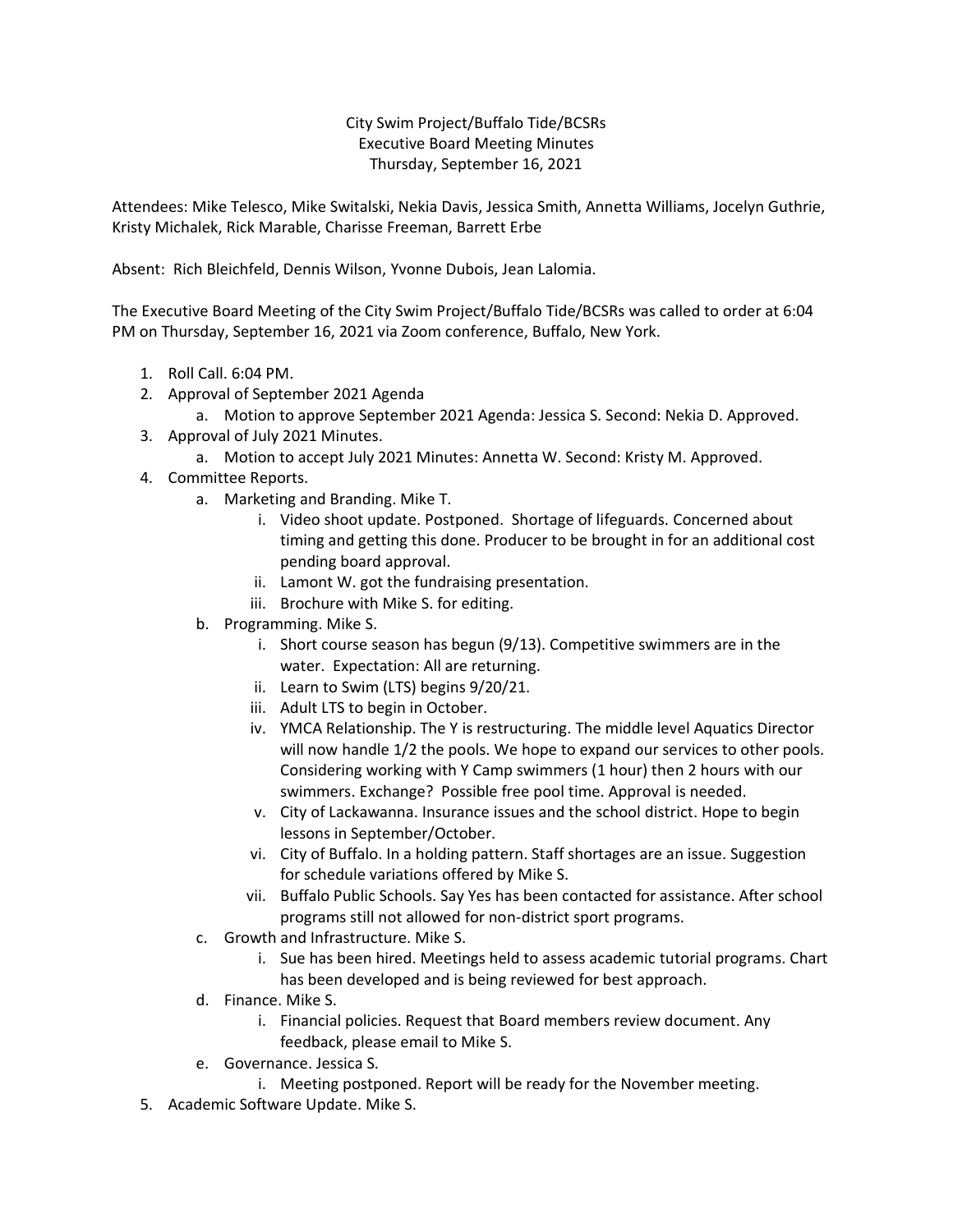City Swim Project/Buffalo Tide/BCSRs
Executive Board Meeting Minutes
Thursday, September 16, 2021

Attendees: Mike Telesco, Mike Switalski, Nekia Davis, Jessica Smith, Annetta Williams, Jocelyn Guthrie, Kristy Michalek, Rick Marable, Charisse Freeman, Barrett Erbe

Absent: Rich Bleichfeld, Dennis Wilson, Yvonne Dubois, Jean Lalomia.

The Executive Board Meeting of the City Swim Project/Buffalo Tide/BCSRs was called to order at 6:04 PM on Thursday, September 16, 2021 via Zoom conference, Buffalo, New York.

1. Roll Call. 6:04 PM.
2. Approval of September 2021 Agenda
   a. Motion to approve September 2021 Agenda: Jessica S. Second: Nekia D. Approved.
3. Approval of July 2021 Minutes.
   a. Motion to accept July 2021 Minutes: Annetta W. Second: Kristy M. Approved.
4. Committee Reports.
   a. Marketing and Branding. Mike T.
      i. Video shoot update. Postponed. Shortage of lifeguards. Concerned about timing and getting this done. Producer to be brought in for an additional cost pending board approval.
      ii. Lamont W. got the fundraising presentation.
      iii. Brochure with Mike S. for editing.
   b. Programming. Mike S.
      i. Short course season has begun (9/13). Competitive swimmers are in the water. Expectation: All are returning.
      ii. Learn to Swim (LTS) begins 9/20/21.
      iii. Adult LTS to begin in October.
      iv. YMCA Relationship. The Y is restructuring. The middle level Aquatics Director will now handle 1/2 the pools. We hope to expand our services to other pools. Considering working with Y Camp swimmers (1 hour) then 2 hours with our swimmers. Exchange? Possible free pool time. Approval is needed.
      v. City of Lackawanna. Insurance issues and the school district. Hope to begin lessons in September/October.
      vi. City of Buffalo. In a holding pattern. Staff shortages are an issue. Suggestion for schedule variations offered by Mike S.
      vii. Buffalo Public Schools. Say Yes has been contacted for assistance. After school programs still not allowed for non-district sport programs.
   c. Growth and Infrastructure. Mike S.
      i. Sue has been hired. Meetings held to assess academic tutorial programs. Chart has been developed and is being reviewed for best approach.
   d. Finance. Mike S.
      i. Financial policies. Request that Board members review document. Any feedback, please email to Mike S.
   e. Governance. Jessica S.
      i. Meeting postponed. Report will be ready for the November meeting.
5. Academic Software Update. Mike S.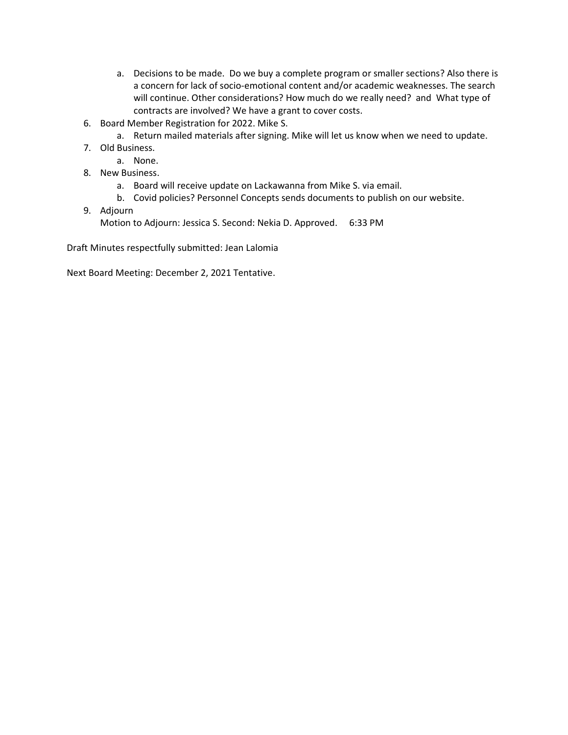a. Decisions to be made. Do we buy a complete program or smaller sections? Also there is a concern for lack of socio-emotional content and/or academic weaknesses. The search will continue. Other considerations? How much do we really need? and What type of contracts are involved? We have a grant to cover costs.

6. Board Member Registration for 2022. Mike S.
    a. Return mailed materials after signing. Mike will let us know when we need to update.
7. Old Business.
    a. None.
8. New Business.
    a. Board will receive update on Lackawanna from Mike S. via email.
    b. Covid policies? Personnel Concepts sends documents to publish on our website.
9. Adjourn
   Motion to Adjourn: Jessica S. Second: Nekia D. Approved. 6:33 PM

Draft Minutes respectfully submitted: Jean Lalomia

Next Board Meeting: December 2, 2021 Tentative.